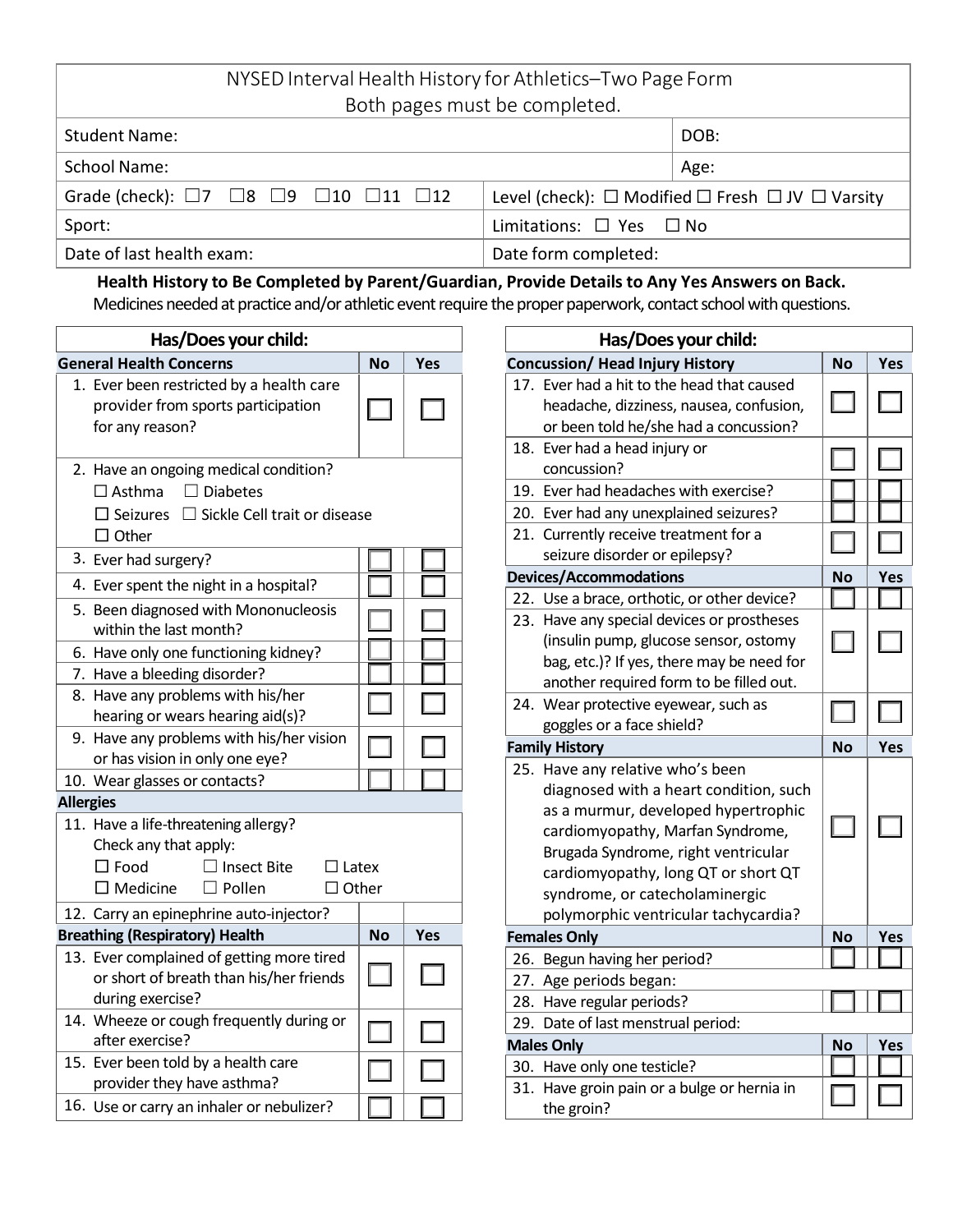# NYSED Interval Health History for Athletics–Two Page Form

Both pages must be completed.

| | |
|---|---|
| Student Name: | DOB: |
| School Name: | Age: |
| Grade (check): ☐7 ☐8 ☐9 ☐10 ☐11 ☐12 | Level (check): ☐ Modified ☐ Fresh ☐ JV ☐ Varsity |
| Sport: | Limitations: ☐ Yes ☐ No |
| Date of last health exam: | Date form completed: |

**Health History to Be Completed by Parent/Guardian, Provide Details to Any Yes Answers on Back.**

Medicines needed at practice and/or athletic event require the proper paperwork, contact school with questions.

| Has/Does your child: | | |
|---|---|---|
| **General Health Concerns** | **No** | **Yes** |
| 1. Ever been restricted by a health care provider from sports participation for any reason? | ☐ | ☐ |
| 2. Have an ongoing medical condition? ☐ Asthma ☐ Diabetes ☐ Seizures ☐ Sickle Cell trait or disease ☐ Other | | |
| 3. Ever had surgery? | ☐ | ☐ |
| 4. Ever spent the night in a hospital? | ☐ | ☐ |
| 5. Been diagnosed with Mononucleosis within the last month? | ☐ | ☐ |
| 6. Have only one functioning kidney? | ☐ | ☐ |
| 7. Have a bleeding disorder? | ☐ | ☐ |
| 8. Have any problems with his/her hearing or wears hearing aid(s)? | ☐ | ☐ |
| 9. Have any problems with his/her vision or has vision in only one eye? | ☐ | ☐ |
| 10. Wear glasses or contacts? | ☐ | ☐ |
| **Allergies** | | |
| 11. Have a life-threatening allergy? Check any that apply: ☐ Food ☐ Insect Bite ☐ Latex ☐ Medicine ☐ Pollen ☐ Other | | |
| 12. Carry an epinephrine auto-injector? | | |
| **Breathing (Respiratory) Health** | **No** | **Yes** |
| 13. Ever complained of getting more tired or short of breath than his/her friends during exercise? | ☐ | ☐ |
| 14. Wheeze or cough frequently during or after exercise? | ☐ | ☐ |
| 15. Ever been told by a health care provider they have asthma? | ☐ | ☐ |
| 16. Use or carry an inhaler or nebulizer? | ☐ | ☐ |

| Has/Does your child: | | |
|---|---|---|
| **Concussion/ Head Injury History** | **No** | **Yes** |
| 17. Ever had a hit to the head that caused headache, dizziness, nausea, confusion, or been told he/she had a concussion? | ☐ | ☐ |
| 18. Ever had a head injury or concussion? | ☐ | ☐ |
| 19. Ever had headaches with exercise? | ☐ | ☐ |
| 20. Ever had any unexplained seizures? | ☐ | ☐ |
| 21. Currently receive treatment for a seizure disorder or epilepsy? | ☐ | ☐ |
| **Devices/Accommodations** | **No** | **Yes** |
| 22. Use a brace, orthotic, or other device? | ☐ | ☐ |
| 23. Have any special devices or prostheses (insulin pump, glucose sensor, ostomy bag, etc.)? If yes, there may be need for another required form to be filled out. | ☐ | ☐ |
| 24. Wear protective eyewear, such as goggles or a face shield? | ☐ | ☐ |
| **Family History** | **No** | **Yes** |
| 25. Have any relative who's been diagnosed with a heart condition, such as a murmur, developed hypertrophic cardiomyopathy, Marfan Syndrome, Brugada Syndrome, right ventricular cardiomyopathy, long QT or short QT syndrome, or catecholaminergic polymorphic ventricular tachycardia? | ☐ | ☐ |
| **Females Only** | **No** | **Yes** |
| 26. Begun having her period? | ☐ | ☐ |
| 27. Age periods began: | | |
| 28. Have regular periods? | ☐ | ☐ |
| 29. Date of last menstrual period: | | |
| **Males Only** | **No** | **Yes** |
| 30. Have only one testicle? | ☐ | ☐ |
| 31. Have groin pain or a bulge or hernia in the groin? | ☐ | ☐ |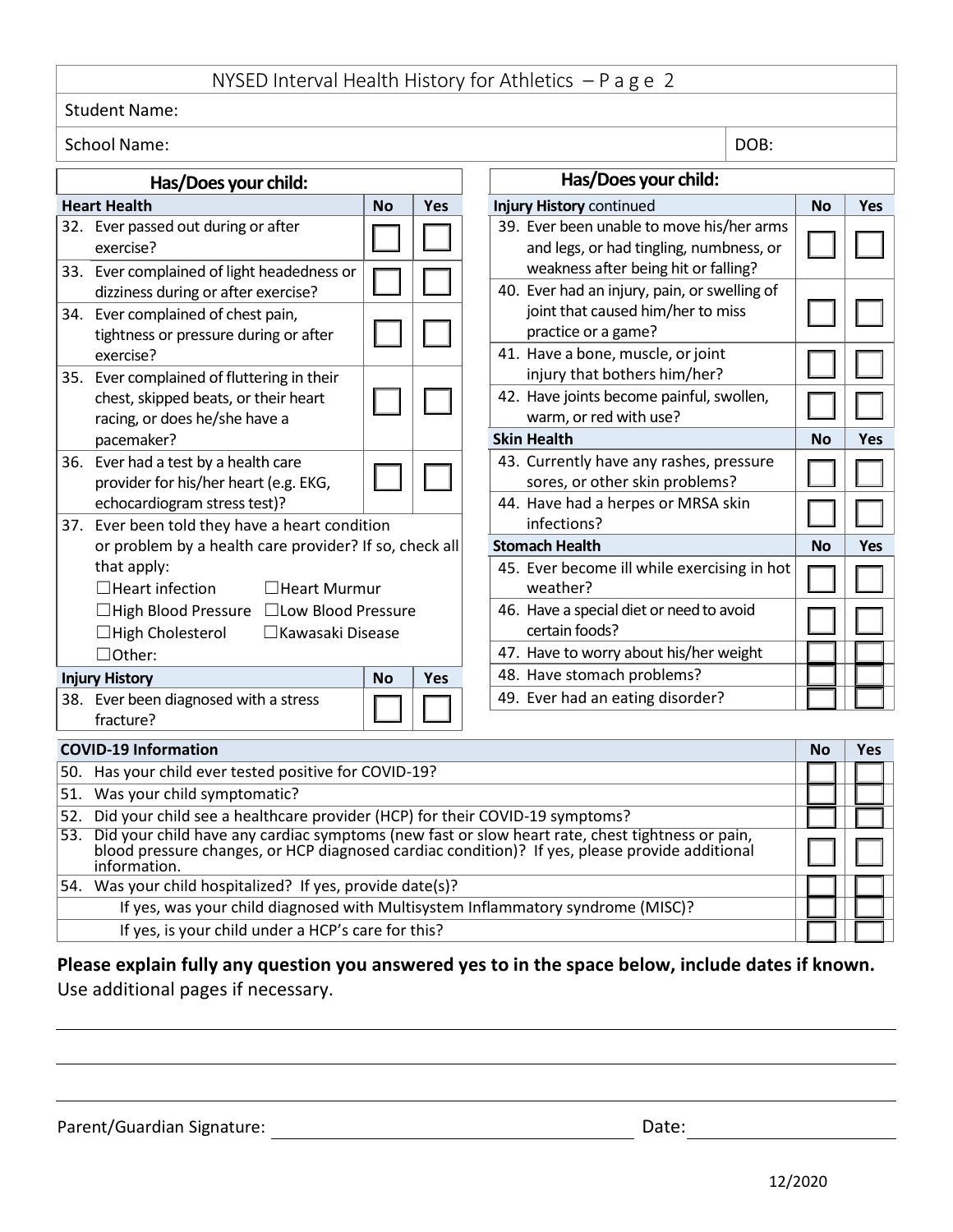NYSED Interval Health History for Athletics – Page 2

Student Name:

School Name: | DOB:

**Has/Does your child:**

| Heart Health | No | Yes |
|---|---|---|
| 32. Ever passed out during or after exercise? | ☐ | ☐ |
| 33. Ever complained of light headedness or dizziness during or after exercise? | ☐ | ☐ |
| 34. Ever complained of chest pain, tightness or pressure during or after exercise? | ☐ | ☐ |
| 35. Ever complained of fluttering in their chest, skipped beats, or their heart racing, or does he/she have a pacemaker? | ☐ | ☐ |
| 36. Ever had a test by a health care provider for his/her heart (e.g. EKG, echocardiogram stress test)? | ☐ | ☐ |

37. Ever been told they have a heart condition or problem by a health care provider? If so, check all that apply:
☐Heart infection ☐Heart Murmur
☐High Blood Pressure ☐Low Blood Pressure
☐High Cholesterol ☐Kawasaki Disease
☐Other:

| Injury History | No | Yes |
|---|---|---|
| 38. Ever been diagnosed with a stress fracture? | ☐ | ☐ |

**Has/Does your child:**

| Injury History continued | No | Yes |
|---|---|---|
| 39. Ever been unable to move his/her arms and legs, or had tingling, numbness, or weakness after being hit or falling? | ☐ | ☐ |
| 40. Ever had an injury, pain, or swelling of joint that caused him/her to miss practice or a game? | ☐ | ☐ |
| 41. Have a bone, muscle, or joint injury that bothers him/her? | ☐ | ☐ |
| 42. Have joints become painful, swollen, warm, or red with use? | ☐ | ☐ |

| Skin Health | No | Yes |
|---|---|---|
| 43. Currently have any rashes, pressure sores, or other skin problems? | ☐ | ☐ |
| 44. Have had a herpes or MRSA skin infections? | ☐ | ☐ |

| Stomach Health | No | Yes |
|---|---|---|
| 45. Ever become ill while exercising in hot weather? | ☐ | ☐ |
| 46. Have a special diet or need to avoid certain foods? | ☐ | ☐ |
| 47. Have to worry about his/her weight | ☐ | ☐ |
| 48. Have stomach problems? | ☐ | ☐ |
| 49. Ever had an eating disorder? | ☐ | ☐ |

| COVID-19 Information | No | Yes |
|---|---|---|
| 50. Has your child ever tested positive for COVID-19? | ☐ | ☐ |
| 51. Was your child symptomatic? | ☐ | ☐ |
| 52. Did your child see a healthcare provider (HCP) for their COVID-19 symptoms? | ☐ | ☐ |
| 53. Did your child have any cardiac symptoms (new fast or slow heart rate, chest tightness or pain, blood pressure changes, or HCP diagnosed cardiac condition)? If yes, please provide additional information. | ☐ | ☐ |
| 54. Was your child hospitalized? If yes, provide date(s)? | ☐ | ☐ |
| If yes, was your child diagnosed with Multisystem Inflammatory syndrome (MISC)? | ☐ | ☐ |
| If yes, is your child under a HCP's care for this? | ☐ | ☐ |

**Please explain fully any question you answered yes to in the space below, include dates if known.** Use additional pages if necessary.

_______________________________________________

_______________________________________________

_______________________________________________

Parent/Guardian Signature: ______________________ Date: ____________

12/2020